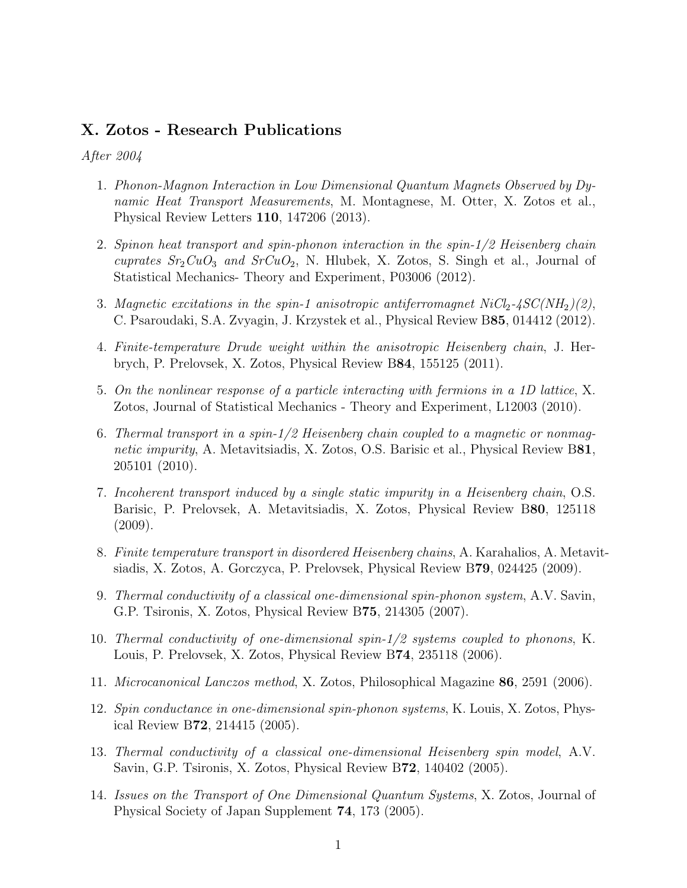## X. Zotos - Research Publications

*After 2004*

1. *Phonon-Magnon Interaction in Low Dimensional Quantum Magnets Observed by Dynamic Heat Transport Measurements*, M. Montagnese, M. Otter, X. Zotos et al., Physical Review Letters **110**, 147206 (2013).

2. *Spinon heat transport and spin-phonon interaction in the spin-1/2 Heisenberg chain cuprates $Sr_2CuO_3$ and $SrCuO_2$*, N. Hlubek, X. Zotos, S. Singh et al., Journal of Statistical Mechanics- Theory and Experiment, P03006 (2012).

3. *Magnetic excitations in the spin-1 anisotropic antiferromagnet $NiCl_2$-$4SC(NH_2)(2)$*, C. Psaroudaki, S.A. Zvyagin, J. Krzystek et al., Physical Review B**85**, 014412 (2012).

4. *Finite-temperature Drude weight within the anisotropic Heisenberg chain*, J. Herbrych, P. Prelovsek, X. Zotos, Physical Review B**84**, 155125 (2011).

5. *On the nonlinear response of a particle interacting with fermions in a 1D lattice*, X. Zotos, Journal of Statistical Mechanics - Theory and Experiment, L12003 (2010).

6. *Thermal transport in a spin-1/2 Heisenberg chain coupled to a magnetic or nonmagnetic impurity*, A. Metavitsiadis, X. Zotos, O.S. Barisic et al., Physical Review B**81**, 205101 (2010).

7. *Incoherent transport induced by a single static impurity in a Heisenberg chain*, O.S. Barisic, P. Prelovsek, A. Metavitsiadis, X. Zotos, Physical Review B**80**, 125118 (2009).

8. *Finite temperature transport in disordered Heisenberg chains*, A. Karahalios, A. Metavitsiadis, X. Zotos, A. Gorczyca, P. Prelovsek, Physical Review B**79**, 024425 (2009).

9. *Thermal conductivity of a classical one-dimensional spin-phonon system*, A.V. Savin, G.P. Tsironis, X. Zotos, Physical Review B**75**, 214305 (2007).

10. *Thermal conductivity of one-dimensional spin-1/2 systems coupled to phonons*, K. Louis, P. Prelovsek, X. Zotos, Physical Review B**74**, 235118 (2006).

11. *Microcanonical Lanczos method*, X. Zotos, Philosophical Magazine **86**, 2591 (2006).

12. *Spin conductance in one-dimensional spin-phonon systems*, K. Louis, X. Zotos, Physical Review B**72**, 214415 (2005).

13. *Thermal conductivity of a classical one-dimensional Heisenberg spin model*, A.V. Savin, G.P. Tsironis, X. Zotos, Physical Review B**72**, 140402 (2005).

14. *Issues on the Transport of One Dimensional Quantum Systems*, X. Zotos, Journal of Physical Society of Japan Supplement **74**, 173 (2005).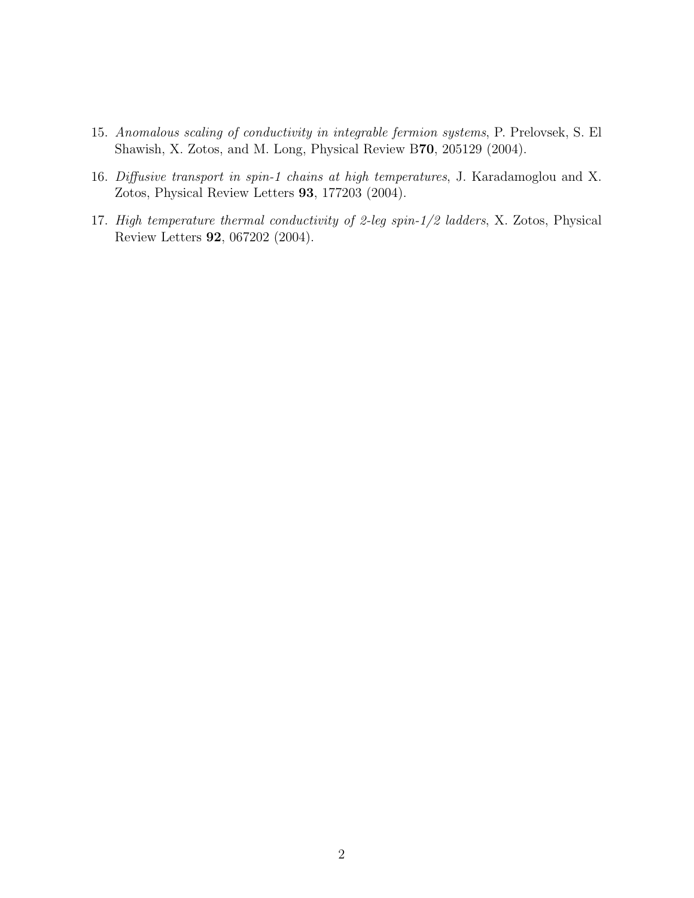15. *Anomalous scaling of conductivity in integrable fermion systems*, P. Prelovsek, S. El Shawish, X. Zotos, and M. Long, Physical Review B**70**, 205129 (2004).

16. *Diffusive transport in spin-1 chains at high temperatures*, J. Karadamoglou and X. Zotos, Physical Review Letters **93**, 177203 (2004).

17. *High temperature thermal conductivity of 2-leg spin-1/2 ladders*, X. Zotos, Physical Review Letters **92**, 067202 (2004).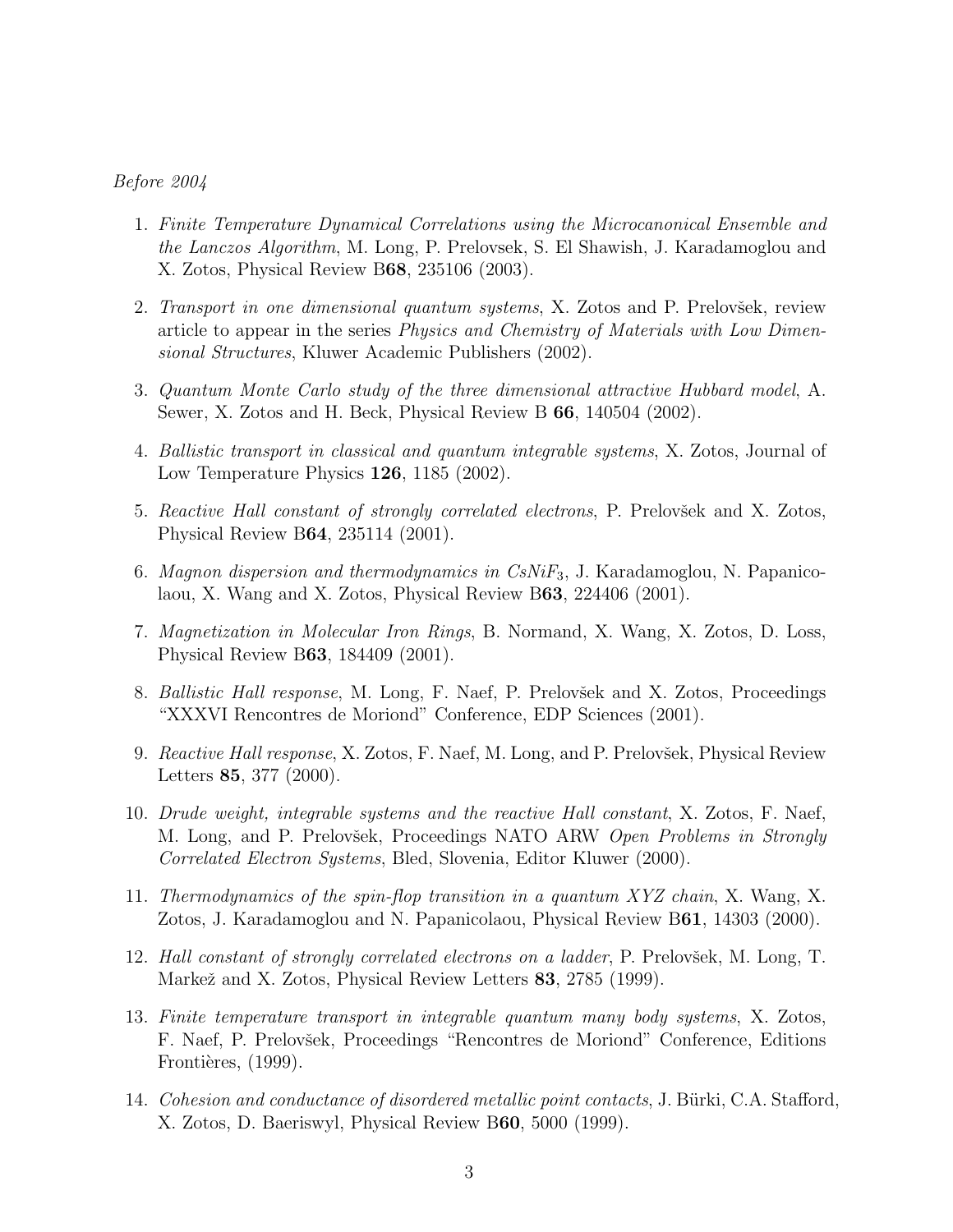*Before 2004*

1. *Finite Temperature Dynamical Correlations using the Microcanonical Ensemble and the Lanczos Algorithm*, M. Long, P. Prelovsek, S. El Shawish, J. Karadamoglou and X. Zotos, Physical Review B**68**, 235106 (2003).

2. *Transport in one dimensional quantum systems*, X. Zotos and P. Prelovšek, review article to appear in the series *Physics and Chemistry of Materials with Low Dimensional Structures*, Kluwer Academic Publishers (2002).

3. *Quantum Monte Carlo study of the three dimensional attractive Hubbard model*, A. Sewer, X. Zotos and H. Beck, Physical Review B **66**, 140504 (2002).

4. *Ballistic transport in classical and quantum integrable systems*, X. Zotos, Journal of Low Temperature Physics **126**, 1185 (2002).

5. *Reactive Hall constant of strongly correlated electrons*, P. Prelovšek and X. Zotos, Physical Review B**64**, 235114 (2001).

6. *Magnon dispersion and thermodynamics in $CsNiF_3$*, J. Karadamoglou, N. Papanicolaou, X. Wang and X. Zotos, Physical Review B**63**, 224406 (2001).

7. *Magnetization in Molecular Iron Rings*, B. Normand, X. Wang, X. Zotos, D. Loss, Physical Review B**63**, 184409 (2001).

8. *Ballistic Hall response*, M. Long, F. Naef, P. Prelovšek and X. Zotos, Proceedings "XXXVI Rencontres de Moriond" Conference, EDP Sciences (2001).

9. *Reactive Hall response*, X. Zotos, F. Naef, M. Long, and P. Prelovšek, Physical Review Letters **85**, 377 (2000).

10. *Drude weight, integrable systems and the reactive Hall constant*, X. Zotos, F. Naef, M. Long, and P. Prelovšek, Proceedings NATO ARW *Open Problems in Strongly Correlated Electron Systems*, Bled, Slovenia, Editor Kluwer (2000).

11. *Thermodynamics of the spin-flop transition in a quantum XYZ chain*, X. Wang, X. Zotos, J. Karadamoglou and N. Papanicolaou, Physical Review B**61**, 14303 (2000).

12. *Hall constant of strongly correlated electrons on a ladder*, P. Prelovšek, M. Long, T. Markež and X. Zotos, Physical Review Letters **83**, 2785 (1999).

13. *Finite temperature transport in integrable quantum many body systems*, X. Zotos, F. Naef, P. Prelovšek, Proceedings "Rencontres de Moriond" Conference, Editions Frontières, (1999).

14. *Cohesion and conductance of disordered metallic point contacts*, J. Bürki, C.A. Stafford, X. Zotos, D. Baeriswyl, Physical Review B**60**, 5000 (1999).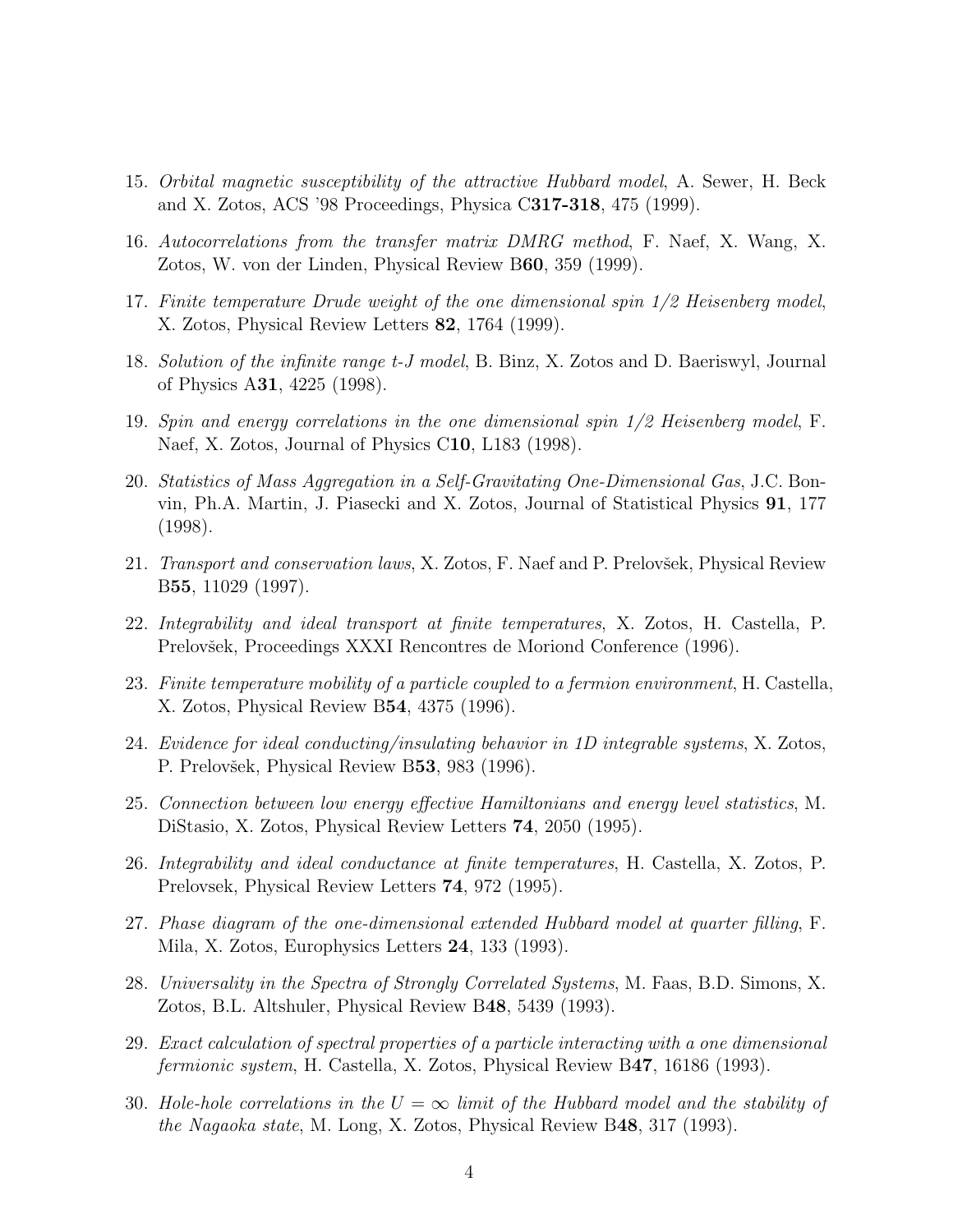15. *Orbital magnetic susceptibility of the attractive Hubbard model*, A. Sewer, H. Beck and X. Zotos, ACS '98 Proceedings, Physica C**317-318**, 475 (1999).

16. *Autocorrelations from the transfer matrix DMRG method*, F. Naef, X. Wang, X. Zotos, W. von der Linden, Physical Review B**60**, 359 (1999).

17. *Finite temperature Drude weight of the one dimensional spin 1/2 Heisenberg model*, X. Zotos, Physical Review Letters **82**, 1764 (1999).

18. *Solution of the infinite range t-J model*, B. Binz, X. Zotos and D. Baeriswyl, Journal of Physics A**31**, 4225 (1998).

19. *Spin and energy correlations in the one dimensional spin 1/2 Heisenberg model*, F. Naef, X. Zotos, Journal of Physics C**10**, L183 (1998).

20. *Statistics of Mass Aggregation in a Self-Gravitating One-Dimensional Gas*, J.C. Bonvin, Ph.A. Martin, J. Piasecki and X. Zotos, Journal of Statistical Physics **91**, 177 (1998).

21. *Transport and conservation laws*, X. Zotos, F. Naef and P. Prelovšek, Physical Review B**55**, 11029 (1997).

22. *Integrability and ideal transport at finite temperatures*, X. Zotos, H. Castella, P. Prelovšek, Proceedings XXXI Rencontres de Moriond Conference (1996).

23. *Finite temperature mobility of a particle coupled to a fermion environment*, H. Castella, X. Zotos, Physical Review B**54**, 4375 (1996).

24. *Evidence for ideal conducting/insulating behavior in 1D integrable systems*, X. Zotos, P. Prelovšek, Physical Review B**53**, 983 (1996).

25. *Connection between low energy effective Hamiltonians and energy level statistics*, M. DiStasio, X. Zotos, Physical Review Letters **74**, 2050 (1995).

26. *Integrability and ideal conductance at finite temperatures*, H. Castella, X. Zotos, P. Prelovsek, Physical Review Letters **74**, 972 (1995).

27. *Phase diagram of the one-dimensional extended Hubbard model at quarter filling*, F. Mila, X. Zotos, Europhysics Letters **24**, 133 (1993).

28. *Universality in the Spectra of Strongly Correlated Systems*, M. Faas, B.D. Simons, X. Zotos, B.L. Altshuler, Physical Review B**48**, 5439 (1993).

29. *Exact calculation of spectral properties of a particle interacting with a one dimensional fermionic system*, H. Castella, X. Zotos, Physical Review B**47**, 16186 (1993).

30. *Hole-hole correlations in the $U = \infty$ limit of the Hubbard model and the stability of the Nagaoka state*, M. Long, X. Zotos, Physical Review B**48**, 317 (1993).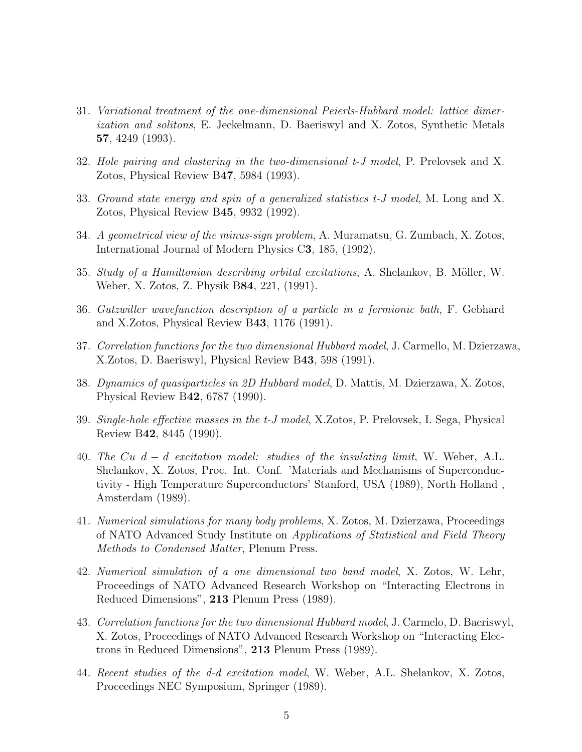31. *Variational treatment of the one-dimensional Peierls-Hubbard model: lattice dimerization and solitons*, E. Jeckelmann, D. Baeriswyl and X. Zotos, Synthetic Metals **57**, 4249 (1993).

32. *Hole pairing and clustering in the two-dimensional t-J model*, P. Prelovsek and X. Zotos, Physical Review B**47**, 5984 (1993).

33. *Ground state energy and spin of a generalized statistics t-J model*, M. Long and X. Zotos, Physical Review B**45**, 9932 (1992).

34. *A geometrical view of the minus-sign problem*, A. Muramatsu, G. Zumbach, X. Zotos, International Journal of Modern Physics C**3**, 185, (1992).

35. *Study of a Hamiltonian describing orbital excitations*, A. Shelankov, B. Möller, W. Weber, X. Zotos, Z. Physik B**84**, 221, (1991).

36. *Gutzwiller wavefunction description of a particle in a fermionic bath*, F. Gebhard and X.Zotos, Physical Review B**43**, 1176 (1991).

37. *Correlation functions for the two dimensional Hubbard model*, J. Carmello, M. Dzierzawa, X.Zotos, D. Baeriswyl, Physical Review B**43**, 598 (1991).

38. *Dynamics of quasiparticles in 2D Hubbard model*, D. Mattis, M. Dzierzawa, X. Zotos, Physical Review B**42**, 6787 (1990).

39. *Single-hole effective masses in the t-J model*, X.Zotos, P. Prelovsek, I. Sega, Physical Review B**42**, 8445 (1990).

40. *The Cu $d-d$ excitation model: studies of the insulating limit*, W. Weber, A.L. Shelankov, X. Zotos, Proc. Int. Conf. 'Materials and Mechanisms of Superconductivity - High Temperature Superconductors' Stanford, USA (1989), North Holland , Amsterdam (1989).

41. *Numerical simulations for many body problems*, X. Zotos, M. Dzierzawa, Proceedings of NATO Advanced Study Institute on *Applications of Statistical and Field Theory Methods to Condensed Matter*, Plenum Press.

42. *Numerical simulation of a one dimensional two band model*, X. Zotos, W. Lehr, Proceedings of NATO Advanced Research Workshop on "Interacting Electrons in Reduced Dimensions", **213** Plenum Press (1989).

43. *Correlation functions for the two dimensional Hubbard model*, J. Carmelo, D. Baeriswyl, X. Zotos, Proceedings of NATO Advanced Research Workshop on "Interacting Electrons in Reduced Dimensions", **213** Plenum Press (1989).

44. *Recent studies of the d-d excitation model*, W. Weber, A.L. Shelankov, X. Zotos, Proceedings NEC Symposium, Springer (1989).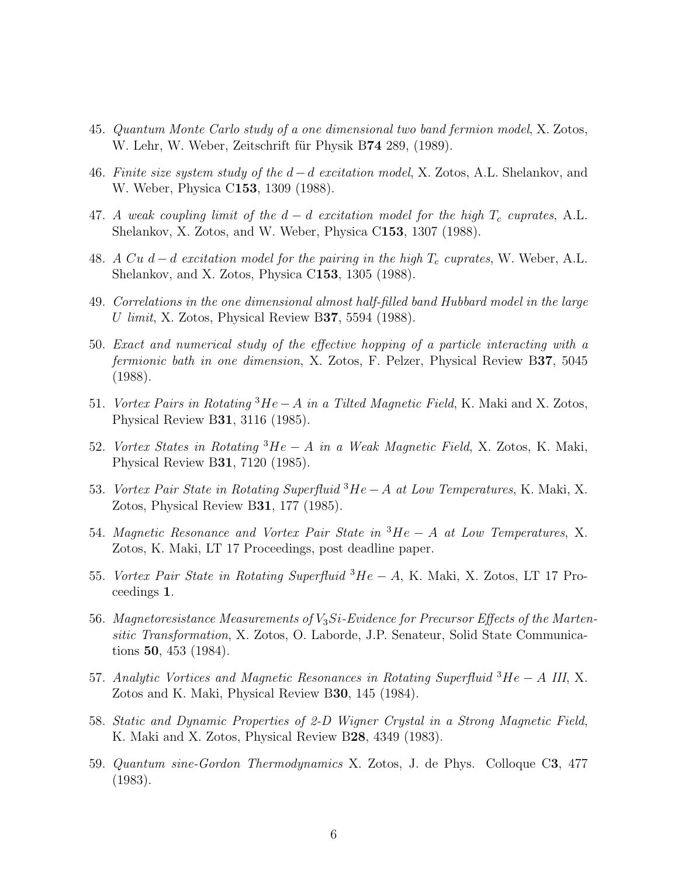45. *Quantum Monte Carlo study of a one dimensional two band fermion model*, X. Zotos, W. Lehr, W. Weber, Zeitschrift für Physik B**74** 289, (1989).

46. *Finite size system study of the $d-d$ excitation model*, X. Zotos, A.L. Shelankov, and W. Weber, Physica C**153**, 1309 (1988).

47. *A weak coupling limit of the $d-d$ excitation model for the high $T_c$ cuprates*, A.L. Shelankov, X. Zotos, and W. Weber, Physica C**153**, 1307 (1988).

48. *A Cu $d-d$ excitation model for the pairing in the high $T_c$ cuprates*, W. Weber, A.L. Shelankov, and X. Zotos, Physica C**153**, 1305 (1988).

49. *Correlations in the one dimensional almost half-filled band Hubbard model in the large $U$ limit*, X. Zotos, Physical Review B**37**, 5594 (1988).

50. *Exact and numerical study of the effective hopping of a particle interacting with a fermionic bath in one dimension*, X. Zotos, F. Pelzer, Physical Review B**37**, 5045 (1988).

51. *Vortex Pairs in Rotating $^3He-A$ in a Tilted Magnetic Field*, K. Maki and X. Zotos, Physical Review B**31**, 3116 (1985).

52. *Vortex States in Rotating $^3He-A$ in a Weak Magnetic Field*, X. Zotos, K. Maki, Physical Review B**31**, 7120 (1985).

53. *Vortex Pair State in Rotating Superfluid $^3He-A$ at Low Temperatures*, K. Maki, X. Zotos, Physical Review B**31**, 177 (1985).

54. *Magnetic Resonance and Vortex Pair State in $^3He-A$ at Low Temperatures*, X. Zotos, K. Maki, LT 17 Proceedings, post deadline paper.

55. *Vortex Pair State in Rotating Superfluid $^3He-A$*, K. Maki, X. Zotos, LT 17 Proceedings **1**.

56. *Magnetoresistance Measurements of $V_3Si$-Evidence for Precursor Effects of the Martensitic Transformation*, X. Zotos, O. Laborde, J.P. Senateur, Solid State Communications **50**, 453 (1984).

57. *Analytic Vortices and Magnetic Resonances in Rotating Superfluid $^3He-A$ III*, X. Zotos and K. Maki, Physical Review B**30**, 145 (1984).

58. *Static and Dynamic Properties of 2-D Wigner Crystal in a Strong Magnetic Field*, K. Maki and X. Zotos, Physical Review B**28**, 4349 (1983).

59. *Quantum sine-Gordon Thermodynamics* X. Zotos, J. de Phys. Colloque C**3**, 477 (1983).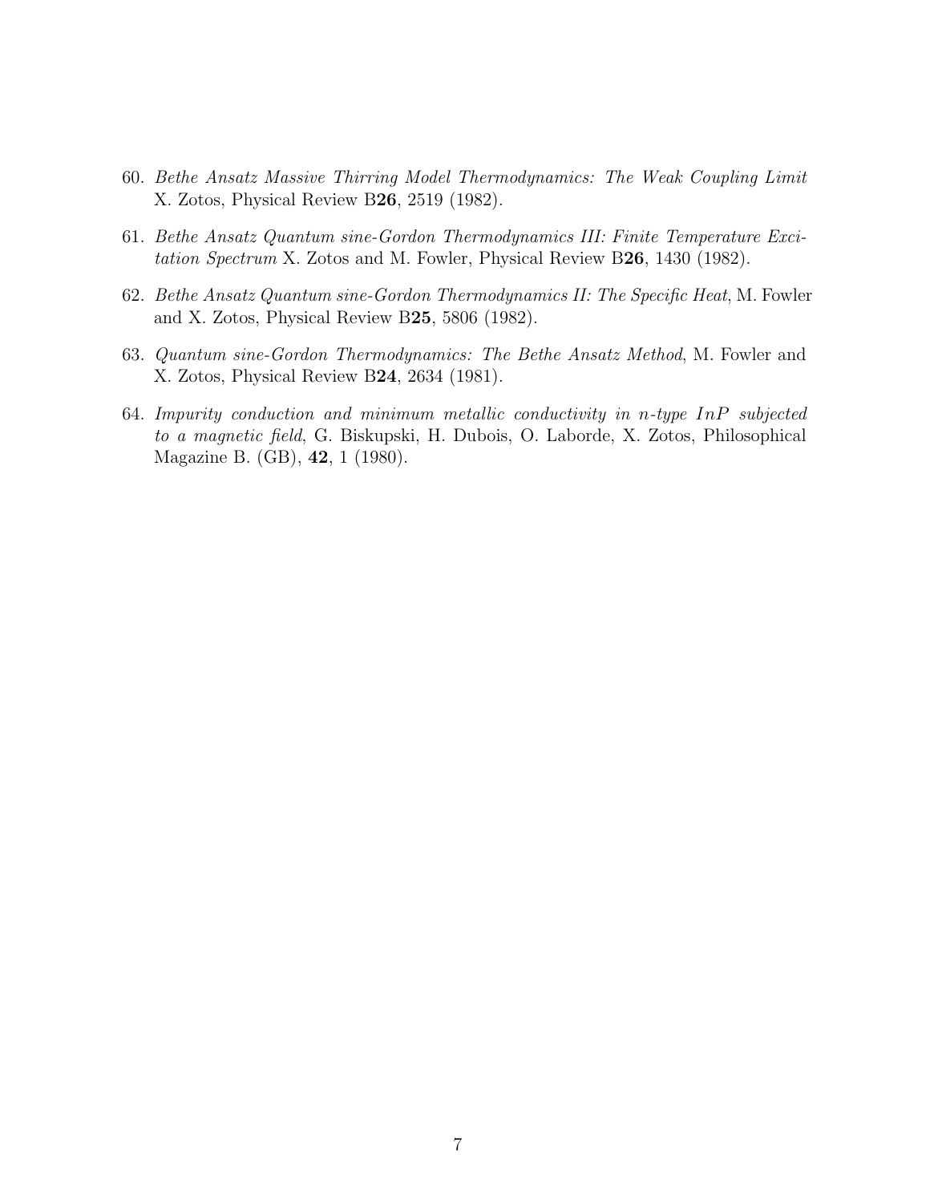60. *Bethe Ansatz Massive Thirring Model Thermodynamics: The Weak Coupling Limit* X. Zotos, Physical Review B**26**, 2519 (1982).

61. *Bethe Ansatz Quantum sine-Gordon Thermodynamics III: Finite Temperature Excitation Spectrum* X. Zotos and M. Fowler, Physical Review B**26**, 1430 (1982).

62. *Bethe Ansatz Quantum sine-Gordon Thermodynamics II: The Specific Heat*, M. Fowler and X. Zotos, Physical Review B**25**, 5806 (1982).

63. *Quantum sine-Gordon Thermodynamics: The Bethe Ansatz Method*, M. Fowler and X. Zotos, Physical Review B**24**, 2634 (1981).

64. *Impurity conduction and minimum metallic conductivity in n-type $InP$ subjected to a magnetic field*, G. Biskupski, H. Dubois, O. Laborde, X. Zotos, Philosophical Magazine B. (GB), **42**, 1 (1980).